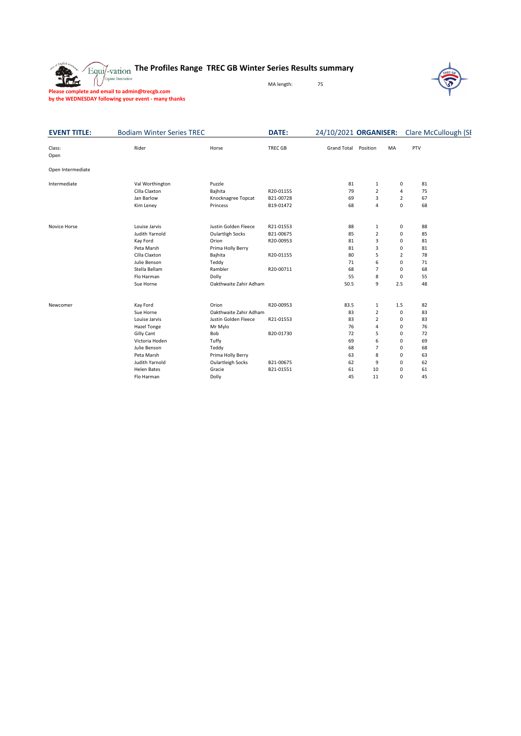# The Profiles Range TREC GB Winter Series Results summary

MA length: 75

**Please complete and email to admin@trecgb.com**
**by the WEDNESDAY following your event - many thanks**

**EVENT TITLE:** Bodiam Winter Series TREC **DATE:** 24/10/2021 **ORGANISER:** Clare McCullough (SE

| Class: | Rider | Horse | TREC GB | Grand Total | Position | MA | PTV |
|---|---|---|---|---|---|---|---|
| Open | | | | | | | |
| Open Intermediate | | | | | | | |
| Intermediate | Val Worthington | Puzzle | | 81 | 1 | 0 | 81 |
| | Cilla Claxton | Bajhita | R20-01155 | 79 | 2 | 4 | 75 |
| | Jan Barlow | Knocknagree Topcat | B21-00728 | 69 | 3 | 2 | 67 |
| | Kim Leney | Princess | B19-01472 | 68 | 4 | 0 | 68 |
| Novice Horse | Louise Jarvis | Justin Golden Fleece | R21-01553 | 88 | 1 | 0 | 88 |
| | Judith Yarnold | Oulartligh Socks | B21-00675 | 85 | 2 | 0 | 85 |
| | Kay Ford | Orion | R20-00953 | 81 | 3 | 0 | 81 |
| | Peta Marsh | Prima Holly Berry | | 81 | 3 | 0 | 81 |
| | Cilla Claxton | Bajhita | R20-01155 | 80 | 5 | 2 | 78 |
| | Julie Benson | Teddy | | 71 | 6 | 0 | 71 |
| | Stella Bellam | Rambler | R20-00711 | 68 | 7 | 0 | 68 |
| | Flo Harman | Dolly | | 55 | 8 | 0 | 55 |
| | Sue Horne | Oakthwaite Zahir Adham | | 50.5 | 9 | 2.5 | 48 |
| Newcomer | Kay Ford | Orion | R20-00953 | 83.5 | 1 | 1.5 | 82 |
| | Sue Horne | Oakthwaite Zahir Adham | | 83 | 2 | 0 | 83 |
| | Louise Jarvis | Justin Golden Fleece | R21-01553 | 83 | 2 | 0 | 83 |
| | Hazel Tonge | Mr Mylo | | 76 | 4 | 0 | 76 |
| | Gilly Cant | Bob | B20-01730 | 72 | 5 | 0 | 72 |
| | Victoria Hoden | Tuffy | | 69 | 6 | 0 | 69 |
| | Julie Benson | Teddy | | 68 | 7 | 0 | 68 |
| | Peta Marsh | Prima Holly Berry | | 63 | 8 | 0 | 63 |
| | Judith Yarnold | Oulartleigh Socks | B21-00675 | 62 | 9 | 0 | 62 |
| | Helen Bates | Gracie | B21-01551 | 61 | 10 | 0 | 61 |
| | Flo Harman | Dolly | | 45 | 11 | 0 | 45 |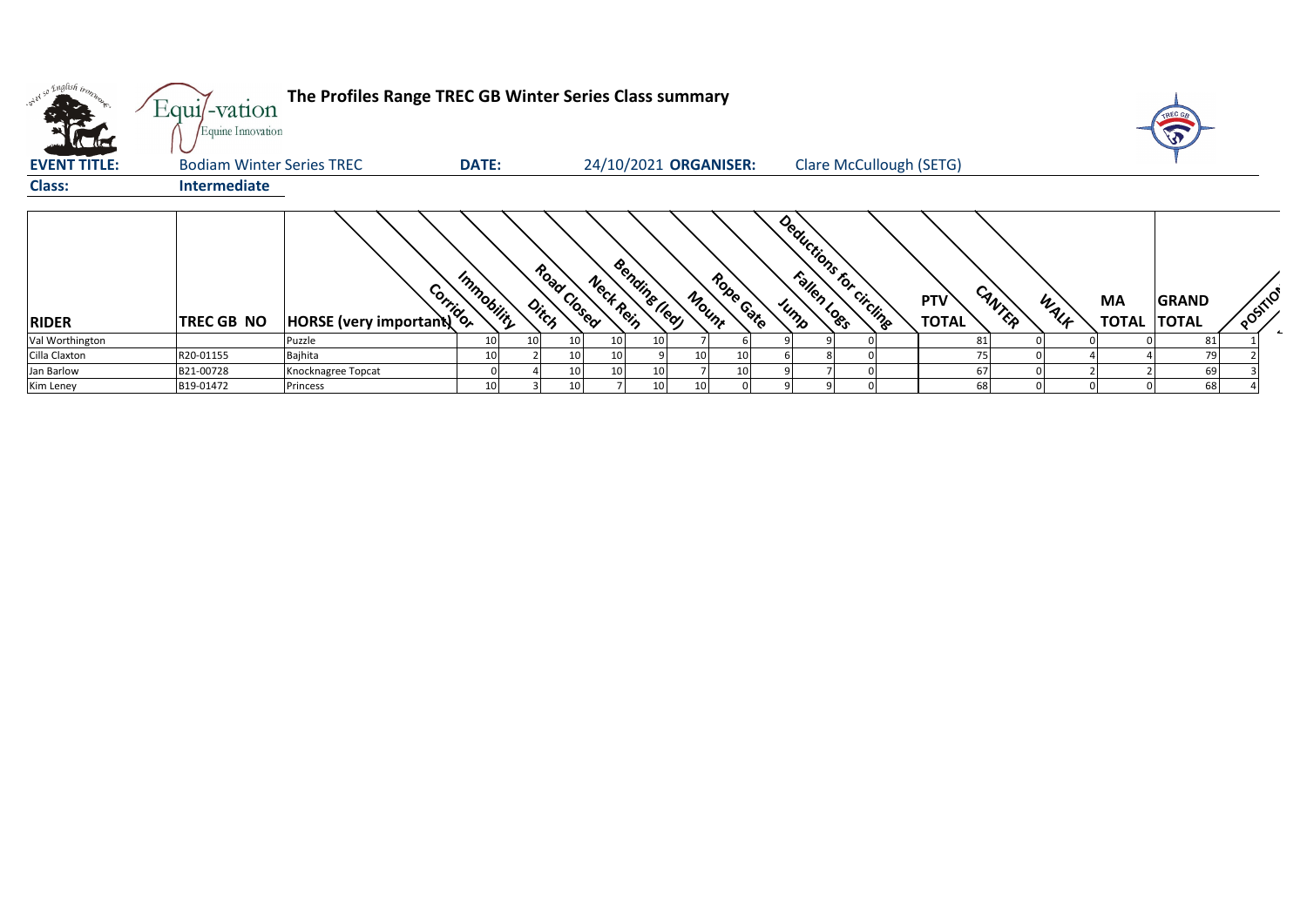# The Profiles Range TREC GB Winter Series Class summary

**EVENT TITLE:** Bodiam Winter Series TREC **DATE:** 24/10/2021 **ORGANISER:** Clare McCullough (SETG)

**Class:** Intermediate

| RIDER | TREC GB NO | HORSE (very important) | Corridor | Immobility | Ditch | Road Closed | Neck Rein | Bending (led) | Mount | Rope Gate | Jump | Fallen Logs | Deductions for circling | | PTV TOTAL | CANTER | WALK | MA TOTAL | GRAND TOTAL | POSITION |
|---|---|---|---|---|---|---|---|---|---|---|---|---|---|---|---|---|---|---|---|---|
| Val Worthington | | Puzzle | 10 | 10 | 10 | 10 | 10 | 7 | 6 | 9 | 9 | 0 | | | 81 | 0 | 0 | 0 | 81 | 1 |
| Cilla Claxton | R20-01155 | Bajhita | 10 | 2 | 10 | 10 | 9 | 10 | 10 | 6 | 8 | 0 | | | 75 | 0 | 4 | 4 | 79 | 2 |
| Jan Barlow | B21-00728 | Knocknagree Topcat | 0 | 4 | 10 | 10 | 10 | 7 | 10 | 9 | 7 | 0 | | | 67 | 0 | 2 | 2 | 69 | 3 |
| Kim Leney | B19-01472 | Princess | 10 | 3 | 10 | 7 | 10 | 10 | 0 | 9 | 9 | 0 | | | 68 | 0 | 0 | 0 | 68 | 4 |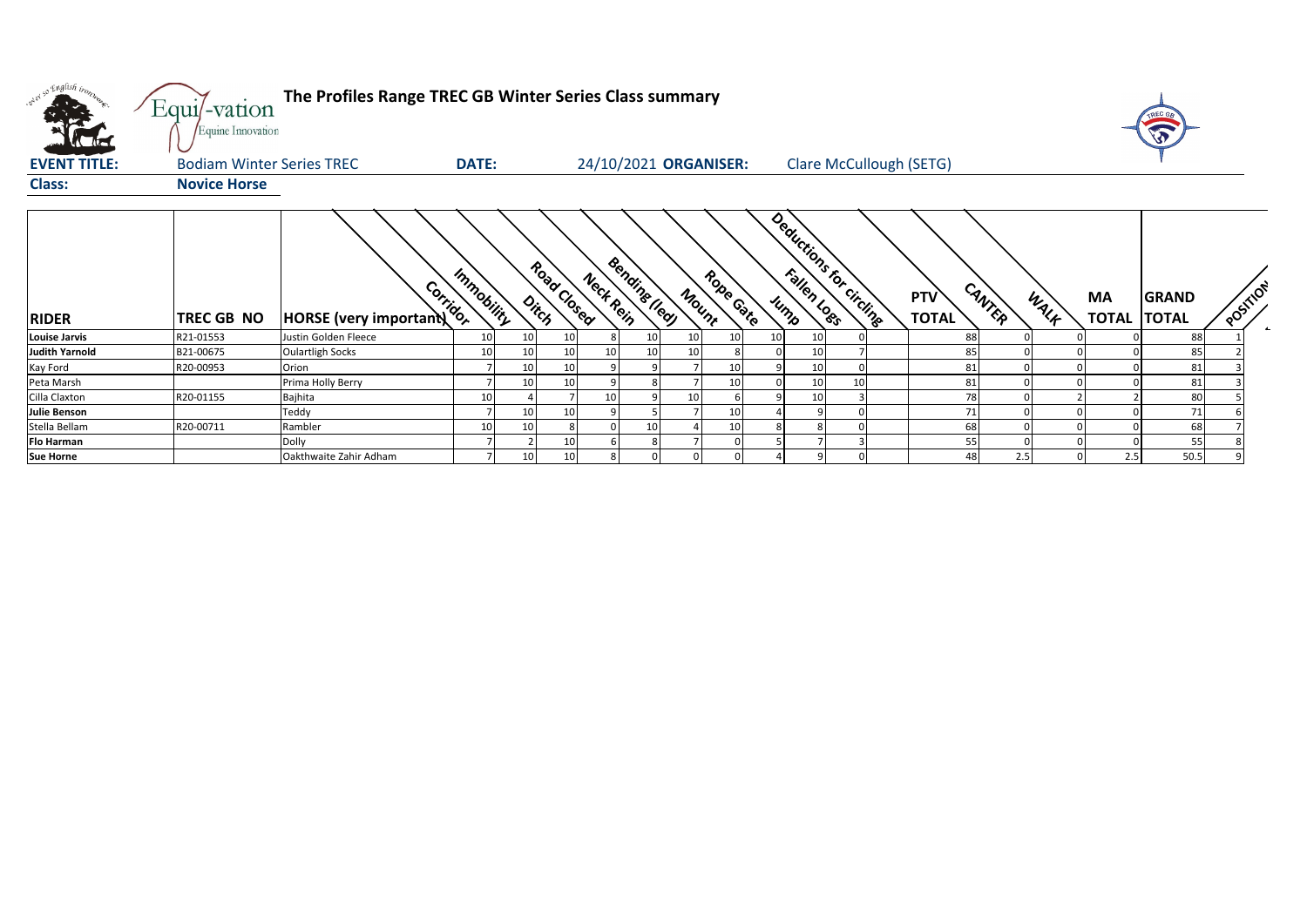# The Profiles Range TREC GB Winter Series Class summary

**EVENT TITLE:** Bodiam Winter Series TREC **DATE:** 24/10/2021 **ORGANISER:** Clare McCullough (SETG)

**Class:** Novice Horse

| RIDER | TREC GB NO | HORSE (very important) | Corridor | Immobility | Ditch | Road Closed | Neck Rein | Bending (led) | Mount | Rope Gate | Jump | Fallen Logs | Deductions for circling | PTV TOTAL | CANTER | WALK | MA TOTAL | GRAND TOTAL | POSITION |
|---|---|---|---|---|---|---|---|---|---|---|---|---|---|---|---|---|---|---|---|
| Louise Jarvis | R21-01553 | Justin Golden Fleece | 10 | 10 | 10 | 8 | 10 | 10 | 10 | 10 | 10 | 0 | | 88 | 0 | 0 | 0 | 88 | 1 |
| Judith Yarnold | B21-00675 | Oulartligh Socks | 10 | 10 | 10 | 10 | 10 | 10 | 8 | 0 | 10 | 7 | | 85 | 0 | 0 | 0 | 85 | 2 |
| Kay Ford | R20-00953 | Orion | 7 | 10 | 10 | 9 | 9 | 7 | 10 | 9 | 10 | 0 | | 81 | 0 | 0 | 0 | 81 | 3 |
| Peta Marsh | | Prima Holly Berry | 7 | 10 | 10 | 9 | 8 | 7 | 10 | 0 | 10 | 10 | | 81 | 0 | 0 | 0 | 81 | 3 |
| Cilla Claxton | R20-01155 | Bajhita | 10 | 4 | 7 | 10 | 9 | 10 | 6 | 9 | 10 | 3 | | 78 | 0 | 2 | 2 | 80 | 5 |
| Julie Benson | | Teddy | 7 | 10 | 10 | 9 | 5 | 7 | 10 | 4 | 9 | 0 | | 71 | 0 | 0 | 0 | 71 | 6 |
| Stella Bellam | R20-00711 | Rambler | 10 | 10 | 8 | 0 | 10 | 4 | 10 | 8 | 8 | 0 | | 68 | 0 | 0 | 0 | 68 | 7 |
| Flo Harman | | Dolly | 7 | 2 | 10 | 6 | 8 | 7 | 0 | 5 | 7 | 3 | | 55 | 0 | 0 | 0 | 55 | 8 |
| Sue Horne | | Oakthwaite Zahir Adham | 7 | 10 | 10 | 8 | 0 | 0 | 0 | 4 | 9 | 0 | | 48 | 2.5 | 0 | 2.5 | 50.5 | 9 |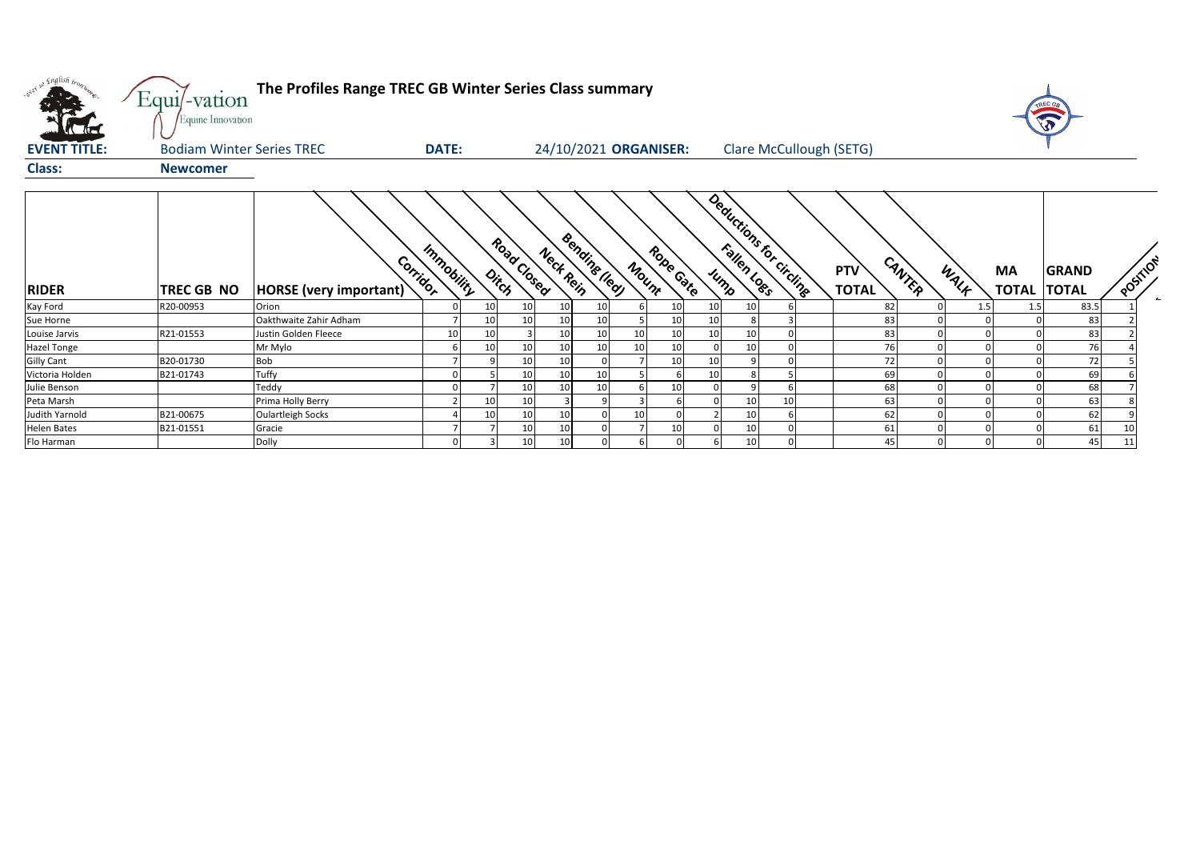# The Profiles Range TREC GB Winter Series Class summary

**EVENT TITLE:** Bodiam Winter Series TREC **DATE:** 24/10/2021 **ORGANISER:** Clare McCullough (SETG)

**Class:** Newcomer

| RIDER | TREC GB NO | HORSE (very important) | Corridor | Immobility | Ditch | Road Closed | Neck Rein | Bending (led) | Mount | Rope Gate | Jump | Fallen Logs | Deductions for circling | PTV TOTAL | CANTER | WALK | MA TOTAL | GRAND TOTAL | POSITION |
|---|---|---|---|---|---|---|---|---|---|---|---|---|---|---|---|---|---|---|---|
| Kay Ford | R20-00953 | Orion | 0 | 10 | 10 | 10 | 10 | 6 | 10 | 10 | 10 | 6 | | 82 | 0 | 1.5 | 1.5 | 83.5 | 1 |
| Sue Horne | | Oakthwaite Zahir Adham | 7 | 10 | 10 | 10 | 10 | 5 | 10 | 10 | 8 | 3 | | 83 | 0 | 0 | 0 | 83 | 2 |
| Louise Jarvis | R21-01553 | Justin Golden Fleece | 10 | 10 | 3 | 10 | 10 | 10 | 10 | 10 | 10 | 0 | | 83 | 0 | 0 | 0 | 83 | 2 |
| Hazel Tonge | | Mr Mylo | 6 | 10 | 10 | 10 | 10 | 10 | 10 | 0 | 10 | 0 | | 76 | 0 | 0 | 0 | 76 | 4 |
| Gilly Cant | B20-01730 | Bob | 7 | 9 | 10 | 10 | 0 | 7 | 10 | 10 | 9 | 0 | | 72 | 0 | 0 | 0 | 72 | 5 |
| Victoria Holden | B21-01743 | Tuffy | 0 | 5 | 10 | 10 | 10 | 5 | 6 | 10 | 8 | 5 | | 69 | 0 | 0 | 0 | 69 | 6 |
| Julie Benson | | Teddy | 0 | 7 | 10 | 10 | 10 | 6 | 10 | 0 | 9 | 6 | | 68 | 0 | 0 | 0 | 68 | 7 |
| Peta Marsh | | Prima Holly Berry | 2 | 10 | 10 | 3 | 9 | 3 | 6 | 0 | 10 | 10 | | 63 | 0 | 0 | 0 | 63 | 8 |
| Judith Yarnold | B21-00675 | Oulartleigh Socks | 4 | 10 | 10 | 10 | 0 | 10 | 0 | 2 | 10 | 6 | | 62 | 0 | 0 | 0 | 62 | 9 |
| Helen Bates | B21-01551 | Gracie | 7 | 7 | 10 | 10 | 0 | 7 | 10 | 0 | 10 | 0 | | 61 | 0 | 0 | 0 | 61 | 10 |
| Flo Harman | | Dolly | 0 | 3 | 10 | 10 | 0 | 6 | 0 | 6 | 10 | 0 | | 45 | 0 | 0 | 0 | 45 | 11 |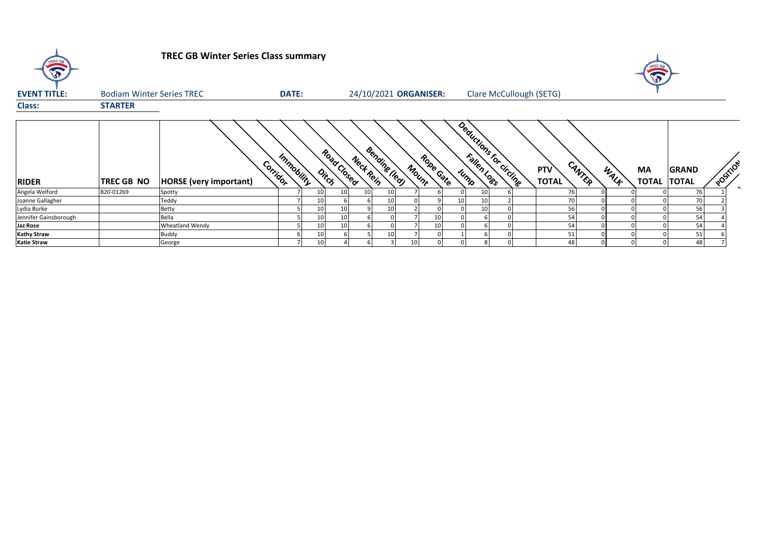# TREC GB Winter Series Class summary

**EVENT TITLE:** Bodiam Winter Series TREC **DATE:** 24/10/2021 **ORGANISER:** Clare McCullough (SETG)

**Class:** **STARTER**

| RIDER | TREC GB NO | HORSE (very important) | Corridor | Immobility | Ditch | Road Closed | Neck Rein | Bending (led) | Mount | Rope Gate | Jump | Fallen Logs | Deductions for circling | PTV TOTAL | CANTER | WALK | MA TOTAL | GRAND TOTAL | POSITION |
|---|---|---|---|---|---|---|---|---|---|---|---|---|---|---|---|---|---|---|---|
| Angela Welford | B20-01269 | Spotty | 7 | 10 | 10 | 10 | 10 | 7 | 6 | 0 | 10 | 6 | | 76 | 0 | 0 | 0 | 76 | 1 |
| Joanne Gallagher | | Teddy | 7 | 10 | 6 | 6 | 10 | 0 | 9 | 10 | 10 | 2 | | 70 | 0 | 0 | 0 | 70 | 2 |
| Lydia Burke | | Betty | 5 | 10 | 10 | 9 | 10 | 2 | 0 | 0 | 10 | 0 | | 56 | 0 | 0 | 0 | 56 | 3 |
| Jennifer Gainsborough | | Bella | 5 | 10 | 10 | 6 | 0 | 7 | 10 | 0 | 6 | 0 | | 54 | 0 | 0 | 0 | 54 | 4 |
| **Jaz Rose** | | Wheatland Wendy | 5 | 10 | 10 | 6 | 0 | 7 | 10 | 0 | 6 | 0 | | 54 | 0 | 0 | 0 | 54 | 4 |
| **Kathy Straw** | | Buddy | 6 | 10 | 6 | 5 | 10 | 7 | 0 | 1 | 6 | 0 | | 51 | 0 | 0 | 0 | 51 | 6 |
| **Katie Straw** | | George | 7 | 10 | 4 | 6 | 3 | 10 | 0 | 0 | 8 | 0 | | 48 | 0 | 0 | 0 | 48 | 7 |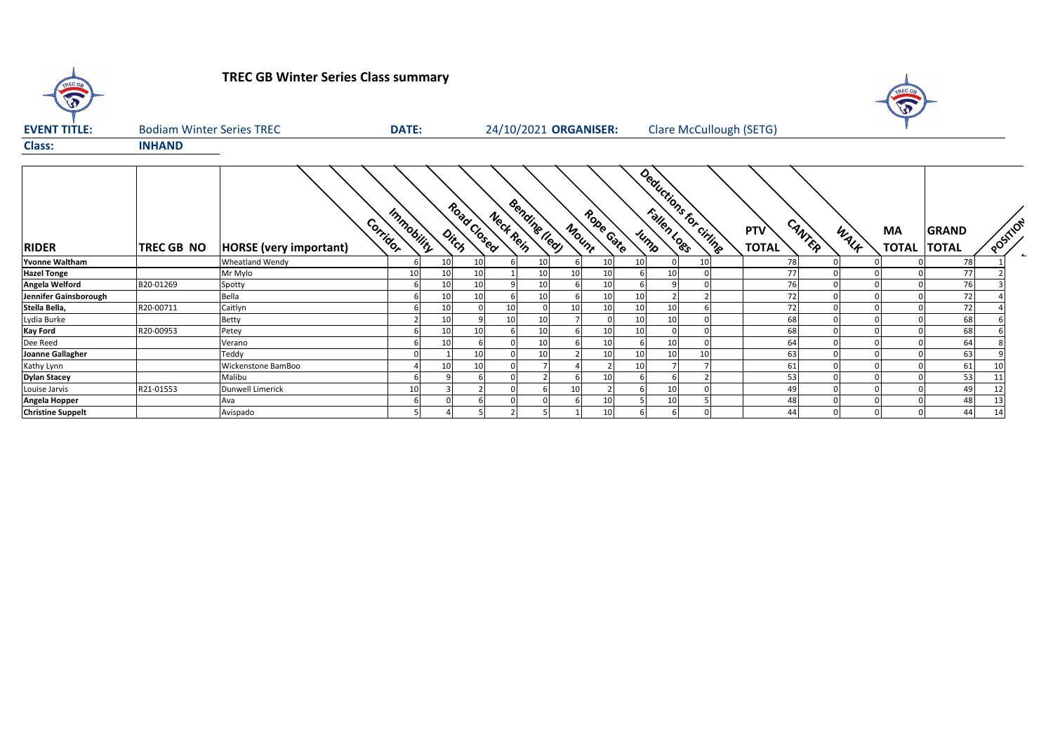# TREC GB Winter Series Class summary

**EVENT TITLE:** Bodiam Winter Series TREC **DATE:** 24/10/2021 **ORGANISER:** Clare McCullough (SETG)

**Class:** **INHAND**

| RIDER | TREC GB NO | HORSE (very important) | Corridor | Immobility | Ditch | Road Closed | Neck Rein | Bending (led) | Mount | Rope Gate | Jump | Fallen Logs | Deductions for circling | PTV TOTAL | CANTER | WALK | MA TOTAL | GRAND TOTAL | POSITION |
|---|---|---|---|---|---|---|---|---|---|---|---|---|---|---|---|---|---|---|---|
| **Yvonne Waltham** | | Wheatland Wendy | 6 | 10 | 10 | 6 | 10 | 6 | 10 | 10 | 0 | 10 | | 78 | 0 | 0 | 0 | 78 | 1 |
| **Hazel Tonge** | | Mr Mylo | 10 | 10 | 10 | 1 | 10 | 10 | 10 | 6 | 10 | 0 | | 77 | 0 | 0 | 0 | 77 | 2 |
| **Angela Welford** | B20-01269 | Spotty | 6 | 10 | 10 | 9 | 10 | 6 | 10 | 6 | 9 | 0 | | 76 | 0 | 0 | 0 | 76 | 3 |
| **Jennifer Gainsborough** | | Bella | 6 | 10 | 10 | 6 | 10 | 6 | 10 | 10 | 2 | 2 | | 72 | 0 | 0 | 0 | 72 | 4 |
| **Stella Bella,** | R20-00711 | Caitlyn | 6 | 10 | 0 | 10 | 0 | 10 | 10 | 10 | 10 | 6 | | 72 | 0 | 0 | 0 | 72 | 4 |
| Lydia Burke | | Betty | 2 | 10 | 9 | 10 | 10 | 7 | 0 | 10 | 10 | 0 | | 68 | 0 | 0 | 0 | 68 | 6 |
| **Kay Ford** | R20-00953 | Petey | 6 | 10 | 10 | 6 | 10 | 6 | 10 | 10 | 0 | 0 | | 68 | 0 | 0 | 0 | 68 | 6 |
| Dee Reed | | Verano | 6 | 10 | 6 | 0 | 10 | 6 | 10 | 6 | 10 | 0 | | 64 | 0 | 0 | 0 | 64 | 8 |
| **Joanne Gallagher** | | Teddy | 0 | 1 | 10 | 0 | 10 | 2 | 10 | 10 | 10 | 10 | | 63 | 0 | 0 | 0 | 63 | 9 |
| Kathy Lynn | | Wickenstone BamBoo | 4 | 10 | 10 | 0 | 7 | 4 | 2 | 10 | 7 | 7 | | 61 | 0 | 0 | 0 | 61 | 10 |
| **Dylan Stacey** | | Malibu | 6 | 9 | 6 | 0 | 2 | 6 | 10 | 6 | 6 | 2 | | 53 | 0 | 0 | 0 | 53 | 11 |
| Louise Jarvis | R21-01553 | Dunwell Limerick | 10 | 3 | 2 | 0 | 6 | 10 | 2 | 6 | 10 | 0 | | 49 | 0 | 0 | 0 | 49 | 12 |
| **Angela Hopper** | | Ava | 6 | 0 | 6 | 0 | 0 | 6 | 10 | 5 | 10 | 5 | | 48 | 0 | 0 | 0 | 48 | 13 |
| **Christine Suppelt** | | Avispado | 5 | 4 | 5 | 2 | 5 | 1 | 10 | 6 | 6 | 0 | | 44 | 0 | 0 | 0 | 44 | 14 |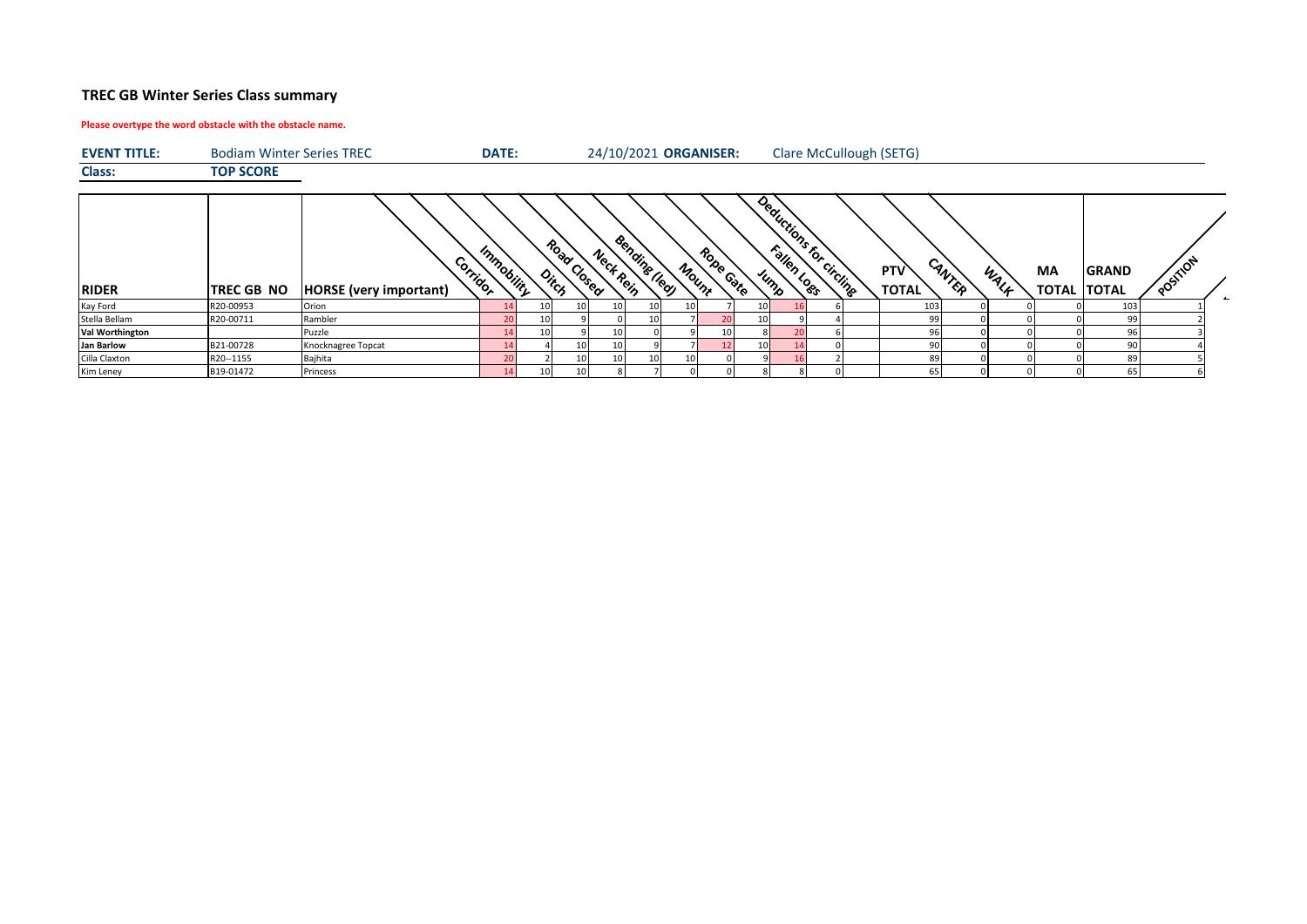## TREC GB Winter Series Class summary

**Please overtype the word obstacle with the obstacle name.**

**EVENT TITLE:** Bodiam Winter Series TREC **DATE:** 24/10/2021 **ORGANISER:** Clare McCullough (SETG)

**Class:** **TOP SCORE**

| RIDER | TREC GB NO | HORSE (very important) | Corridor | Immobility | Ditch | Road Closed | Neck Rein | Bending (led) | Mount | Rope Gate | Jump | Fallen Logs | Deductions for circling | PTV TOTAL | CANTER | WALK | MA TOTAL | GRAND TOTAL | POSITION |
|---|---|---|---|---|---|---|---|---|---|---|---|---|---|---|---|---|---|---|---|
| Kay Ford | R20-00953 | Orion | 14 | 10 | 10 | 10 | 10 | 10 | 7 | 10 | 16 | 6 | | 103 | 0 | 0 | 0 | 103 | 1 |
| Stella Bellam | R20-00711 | Rambler | 20 | 10 | 9 | 0 | 10 | 7 | 20 | 10 | 9 | 4 | | 99 | 0 | 0 | 0 | 99 | 2 |
| **Val Worthington** | | Puzzle | 14 | 10 | 9 | 10 | 0 | 9 | 10 | 8 | 20 | 6 | | 96 | 0 | 0 | 0 | 96 | 3 |
| **Jan Barlow** | B21-00728 | Knocknagree Topcat | 14 | 4 | 10 | 10 | 9 | 7 | 12 | 10 | 14 | 0 | | 90 | 0 | 0 | 0 | 90 | 4 |
| Cilla Claxton | R20--1155 | Bajhita | 20 | 2 | 10 | 10 | 10 | 10 | 0 | 9 | 16 | 2 | | 89 | 0 | 0 | 0 | 89 | 5 |
| Kim Leney | B19-01472 | Princess | 14 | 10 | 10 | 8 | 7 | 0 | 0 | 8 | 8 | 0 | | 65 | 0 | 0 | 0 | 65 | 6 |